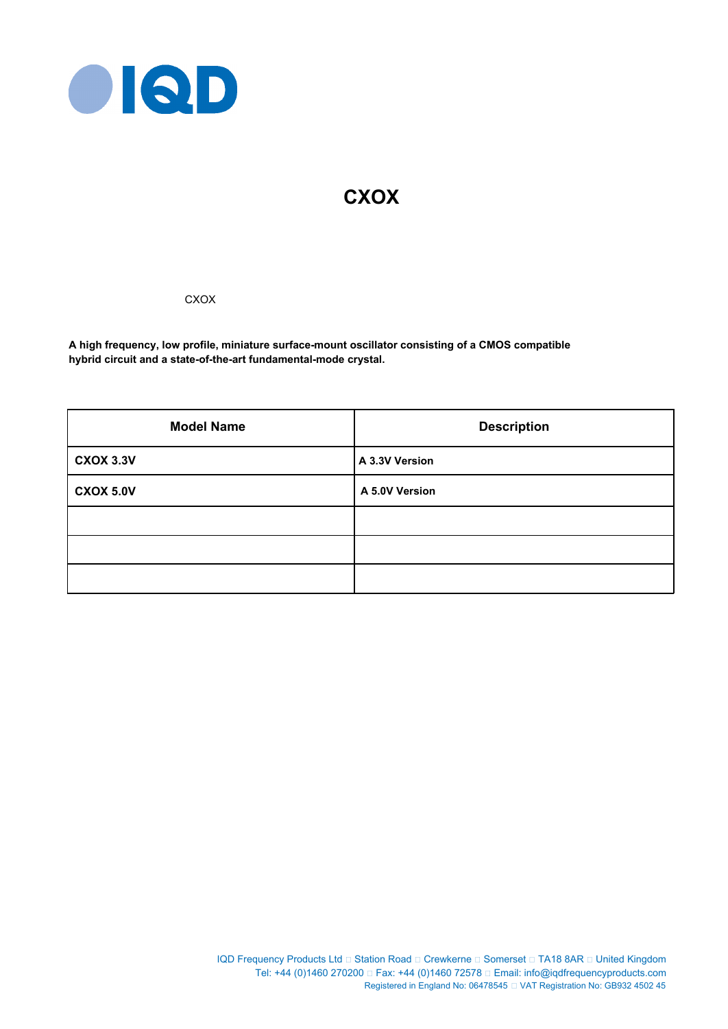# CXOX

CXOX

**A high frequency, low profile, miniature surface-mount oscillator consisting of a CMOS compatible hybrid circuit and a state-of-the-art fundamental-mode crystal.**

| Model Name | Description |
|---|---|
| **CXOX 3.3V** | **A 3.3V Version** |
| **CXOX 5.0V** | **A 5.0V Version** |
| | |
| | |
| | |

IQD Frequency Products Ltd □ Station Road □ Crewkerne □ Somerset □ TA18 8AR □ United Kingdom
Tel: +44 (0)1460 270200 □ Fax: +44 (0)1460 72578 □ Email: info@iqdfrequencyproducts.com
Registered in England No: 06478545 □ VAT Registration No: GB932 4502 45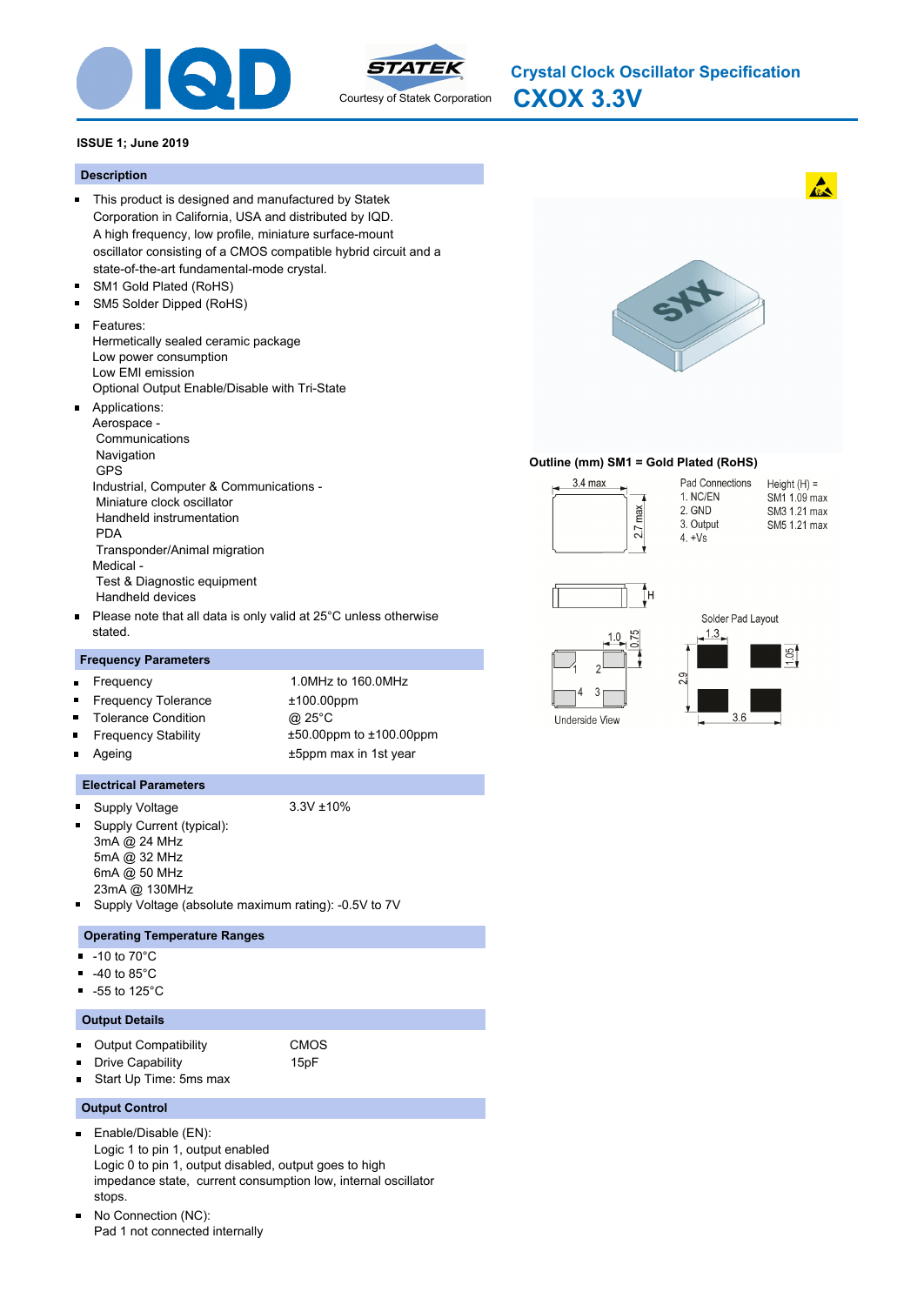# Crystal Clock Oscillator Specification

# CXOX 3.3V

Courtesy of Statek Corporation

**ISSUE 1; June 2019**

## Description

- This product is designed and manufactured by Statek Corporation in California, USA and distributed by IQD. A high frequency, low profile, miniature surface-mount oscillator consisting of a CMOS compatible hybrid circuit and a state-of-the-art fundamental-mode crystal.
- SM1 Gold Plated (RoHS)
- SM5 Solder Dipped (RoHS)
- Features:
  Hermetically sealed ceramic package
  Low power consumption
  Low EMI emission
  Optional Output Enable/Disable with Tri-State
- Applications:
  Aerospace -
  Communications
  Navigation
  GPS
  Industrial, Computer & Communications -
  Miniature clock oscillator
  Handheld instrumentation
  PDA
  Transponder/Animal migration
  Medical -
  Test & Diagnostic equipment
  Handheld devices
- Please note that all data is only valid at 25°C unless otherwise stated.

## Frequency Parameters

- Frequency: 1.0MHz to 160.0MHz
- Frequency Tolerance: ±100.00ppm
- Tolerance Condition: @ 25°C
- Frequency Stability: ±50.00ppm to ±100.00ppm
- Ageing: ±5ppm max in 1st year

## Electrical Parameters

- Supply Voltage: 3.3V ±10%
- Supply Current (typical):
  3mA @ 24 MHz
  5mA @ 32 MHz
  6mA @ 50 MHz
  23mA @ 130MHz
- Supply Voltage (absolute maximum rating): -0.5V to 7V

## Operating Temperature Ranges

- -10 to 70°C
- -40 to 85°C
- -55 to 125°C

## Output Details

- Output Compatibility: CMOS
- Drive Capability: 15pF
- Start Up Time: 5ms max

## Output Control

- Enable/Disable (EN):
  Logic 1 to pin 1, output enabled
  Logic 0 to pin 1, output disabled, output goes to high impedance state, current consumption low, internal oscillator stops.
- No Connection (NC):
  Pad 1 not connected internally

**Outline (mm) SM1 = Gold Plated (RoHS)**

3.4 max; 2.7 max; H

Pad Connections
1. NC/EN
2. GND
3. Output
4. +Vs

Height (H) =
SM1 1.09 max
SM3 1.21 max
SM5 1.21 max

Underside View: 1.0; 0.75

Solder Pad Layout: 1.3; 1.05; 2.9; 3.6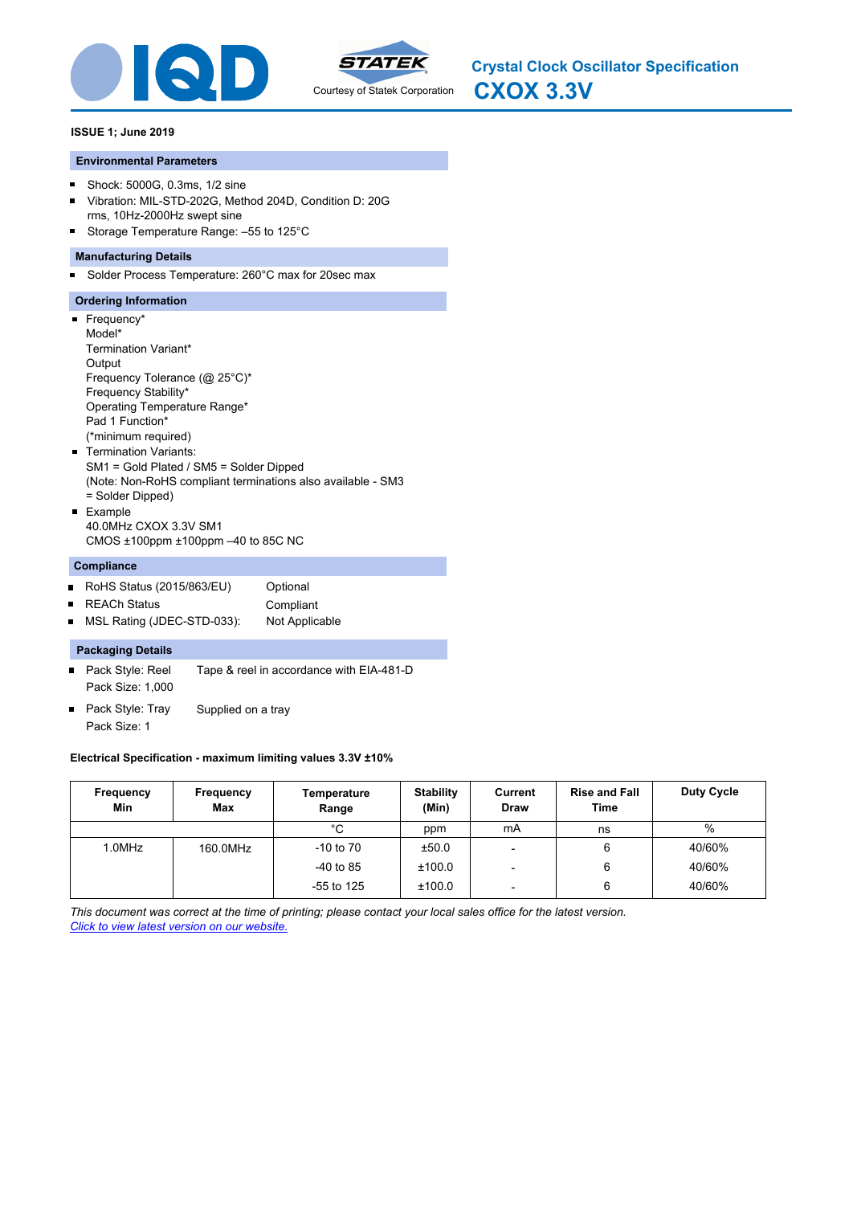# Crystal Clock Oscillator Specification
# CXOX 3.3V

Courtesy of Statek Corporation

**ISSUE 1; June 2019**

## Environmental Parameters

- Shock: 5000G, 0.3ms, 1/2 sine
- Vibration: MIL-STD-202G, Method 204D, Condition D: 20G rms, 10Hz-2000Hz swept sine
- Storage Temperature Range: –55 to 125°C

## Manufacturing Details

- Solder Process Temperature: 260°C max for 20sec max

## Ordering Information

- Frequency*
  Model*
  Termination Variant*
  Output
  Frequency Tolerance (@ 25°C)*
  Frequency Stability*
  Operating Temperature Range*
  Pad 1 Function*
  (*minimum required)
- Termination Variants:
  SM1 = Gold Plated / SM5 = Solder Dipped
  (Note: Non-RoHS compliant terminations also available - SM3 = Solder Dipped)
- Example
  40.0MHz CXOX 3.3V SM1
  CMOS ±100ppm ±100ppm –40 to 85C NC

## Compliance

- RoHS Status (2015/863/EU) Optional
- REACh Status Compliant
- MSL Rating (JDEC-STD-033): Not Applicable

## Packaging Details

- Pack Style: Reel — Tape & reel in accordance with EIA-481-D
  Pack Size: 1,000
- Pack Style: Tray — Supplied on a tray
  Pack Size: 1

**Electrical Specification - maximum limiting values 3.3V ±10%**

| Frequency Min | Frequency Max | Temperature Range | Stability (Min) | Current Draw | Rise and Fall Time | Duty Cycle |
|---|---|---|---|---|---|---|
| | | °C | ppm | mA | ns | % |
| 1.0MHz | 160.0MHz | -10 to 70 | ±50.0 | - | 6 | 40/60% |
| | | -40 to 85 | ±100.0 | - | 6 | 40/60% |
| | | -55 to 125 | ±100.0 | - | 6 | 40/60% |

*This document was correct at the time of printing; please contact your local sales office for the latest version.*
*Click to view latest version on our website.*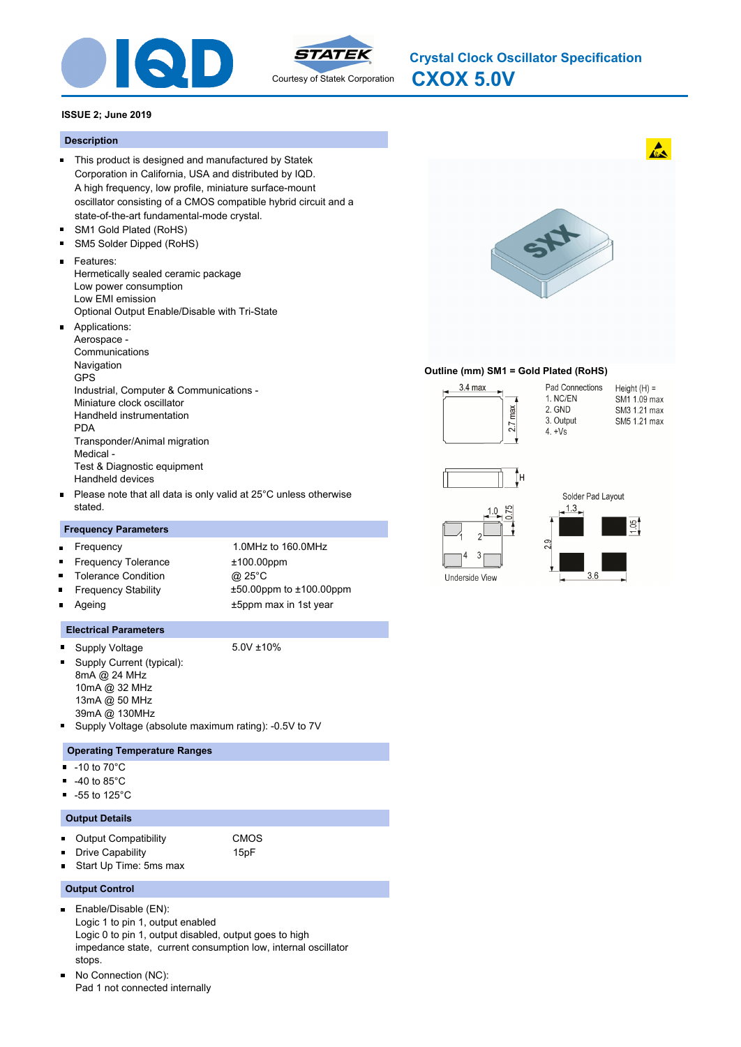# Crystal Clock Oscillator Specification
## CXOX 5.0V

Courtesy of Statek Corporation

**ISSUE 2; June 2019**

### Description

- This product is designed and manufactured by Statek Corporation in California, USA and distributed by IQD.
  A high frequency, low profile, miniature surface-mount oscillator consisting of a CMOS compatible hybrid circuit and a state-of-the-art fundamental-mode crystal.
- SM1 Gold Plated (RoHS)
- SM5 Solder Dipped (RoHS)
- Features:
  Hermetically sealed ceramic package
  Low power consumption
  Low EMI emission
  Optional Output Enable/Disable with Tri-State
- Applications:
  Aerospace -
  Communications
  Navigation
  GPS
  Industrial, Computer & Communications -
  Miniature clock oscillator
  Handheld instrumentation
  PDA
  Transponder/Animal migration
  Medical -
  Test & Diagnostic equipment
  Handheld devices
- Please note that all data is only valid at 25°C unless otherwise stated.

### Frequency Parameters

- Frequency: 1.0MHz to 160.0MHz
- Frequency Tolerance: ±100.00ppm
- Tolerance Condition: @ 25°C
- Frequency Stability: ±50.00ppm to ±100.00ppm
- Ageing: ±5ppm max in 1st year

### Electrical Parameters

- Supply Voltage: 5.0V ±10%
- Supply Current (typical):
  8mA @ 24 MHz
  10mA @ 32 MHz
  13mA @ 50 MHz
  39mA @ 130MHz
- Supply Voltage (absolute maximum rating): -0.5V to 7V

### Operating Temperature Ranges

- -10 to 70°C
- -40 to 85°C
- -55 to 125°C

### Output Details

- Output Compatibility: CMOS
- Drive Capability: 15pF
- Start Up Time: 5ms max

### Output Control

- Enable/Disable (EN):
  Logic 1 to pin 1, output enabled
  Logic 0 to pin 1, output disabled, output goes to high impedance state, current consumption low, internal oscillator stops.
- No Connection (NC):
  Pad 1 not connected internally

**Outline (mm) SM1 = Gold Plated (RoHS)**

3.4 max; 2.7 max; H

Pad Connections
1. NC/EN
2. GND
3. Output
4. +Vs

Height (H) =
SM1 1.09 max
SM3 1.21 max
SM5 1.21 max

Underside View: 1.0; 0.75

Solder Pad Layout: 1.3; 1.05; 2.9; 3.6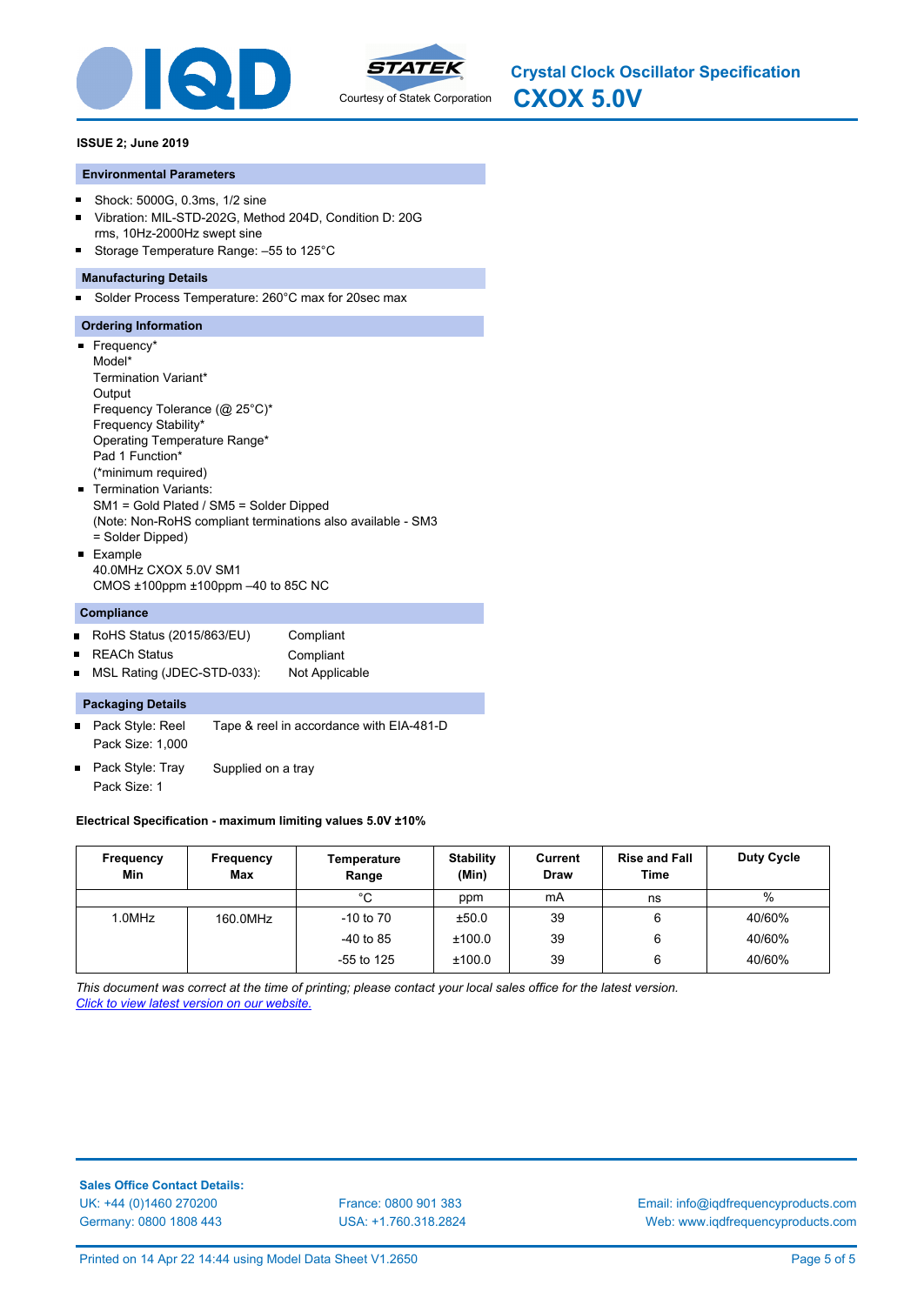**ISSUE 2; June 2019**

## Environmental Parameters

- Shock: 5000G, 0.3ms, 1/2 sine
- Vibration: MIL-STD-202G, Method 204D, Condition D: 20G rms, 10Hz-2000Hz swept sine
- Storage Temperature Range: –55 to 125°C

## Manufacturing Details

- Solder Process Temperature: 260°C max for 20sec max

## Ordering Information

- Frequency*
  Model*
  Termination Variant*
  Output
  Frequency Tolerance (@ 25°C)*
  Frequency Stability*
  Operating Temperature Range*
  Pad 1 Function*
  (*minimum required)
- Termination Variants:
  SM1 = Gold Plated / SM5 = Solder Dipped
  (Note: Non-RoHS compliant terminations also available - SM3 = Solder Dipped)
- Example
  40.0MHz CXOX 5.0V SM1
  CMOS ±100ppm ±100ppm –40 to 85C NC

## Compliance

- RoHS Status (2015/863/EU) Compliant
- REACh Status Compliant
- MSL Rating (JDEC-STD-033): Not Applicable

## Packaging Details

- Pack Style: Reel Tape & reel in accordance with EIA-481-D
  Pack Size: 1,000
- Pack Style: Tray Supplied on a tray
  Pack Size: 1

**Electrical Specification - maximum limiting values 5.0V ±10%**

| Frequency Min | Frequency Max | Temperature Range | Stability (Min) | Current Draw | Rise and Fall Time | Duty Cycle |
|---|---|---|---|---|---|---|
| | | °C | ppm | mA | ns | % |
| 1.0MHz | 160.0MHz | -10 to 70 | ±50.0 | 39 | 6 | 40/60% |
| | | -40 to 85 | ±100.0 | 39 | 6 | 40/60% |
| | | -55 to 125 | ±100.0 | 39 | 6 | 40/60% |

*This document was correct at the time of printing; please contact your local sales office for the latest version.*
*Click to view latest version on our website.*

**Sales Office Contact Details:**
UK: +44 (0)1460 270200
Germany: 0800 1808 443
France: 0800 901 383
USA: +1.760.318.2824
Email: info@iqdfrequencyproducts.com
Web: www.iqdfrequencyproducts.com